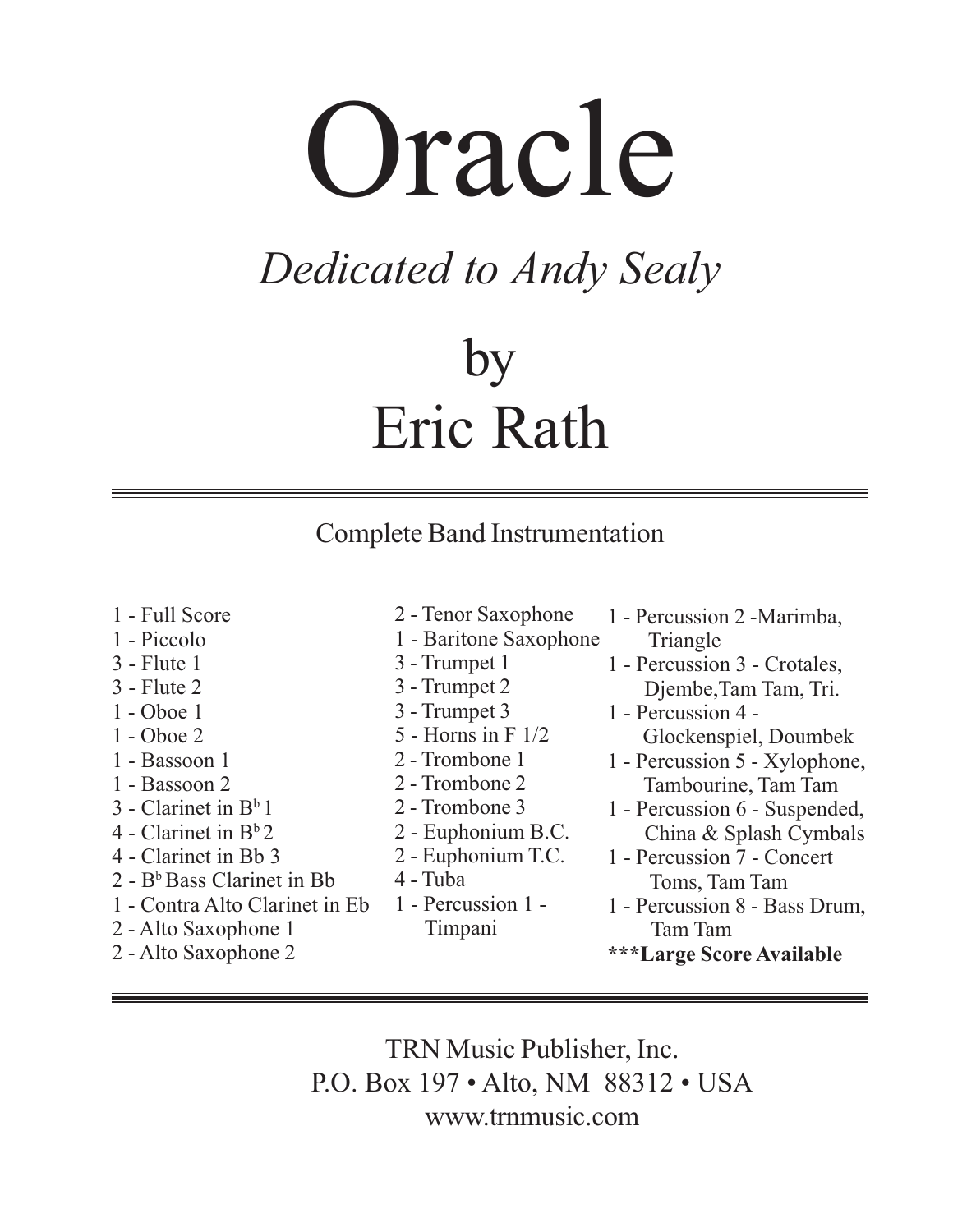# Oracle

*Dedicated to Andy Sealy*

## by
## Eric Rath

Complete Band Instrumentation

- 1 - Full Score
- 1 - Piccolo
- 3 - Flute 1
- 3 - Flute 2
- 1 - Oboe 1
- 1 - Oboe 2
- 1 - Bassoon 1
- 1 - Bassoon 2
- 3 - Clarinet in B♭ 1
- 4 - Clarinet in B♭ 2
- 4 - Clarinet in Bb 3
- 2 - B♭ Bass Clarinet in Bb
- 1 - Contra Alto Clarinet in Eb
- 2 - Alto Saxophone 1
- 2 - Alto Saxophone 2
- 2 - Tenor Saxophone
- 1 - Baritone Saxophone
- 3 - Trumpet 1
- 3 - Trumpet 2
- 3 - Trumpet 3
- 5 - Horns in F 1/2
- 2 - Trombone 1
- 2 - Trombone 2
- 2 - Trombone 3
- 2 - Euphonium B.C.
- 2 - Euphonium T.C.
- 4 - Tuba
- 1 - Percussion 1 - Timpani
- 1 - Percussion 2 -Marimba, Triangle
- 1 - Percussion 3 - Crotales, Djembe,Tam Tam, Tri.
- 1 - Percussion 4 - Glockenspiel, Doumbek
- 1 - Percussion 5 - Xylophone, Tambourine, Tam Tam
- 1 - Percussion 6 - Suspended, China & Splash Cymbals
- 1 - Percussion 7 - Concert Toms, Tam Tam
- 1 - Percussion 8 - Bass Drum, Tam Tam

**\*\*\*Large Score Available**

TRN Music Publisher, Inc.
P.O. Box 197 • Alto, NM 88312 • USA
www.trnmusic.com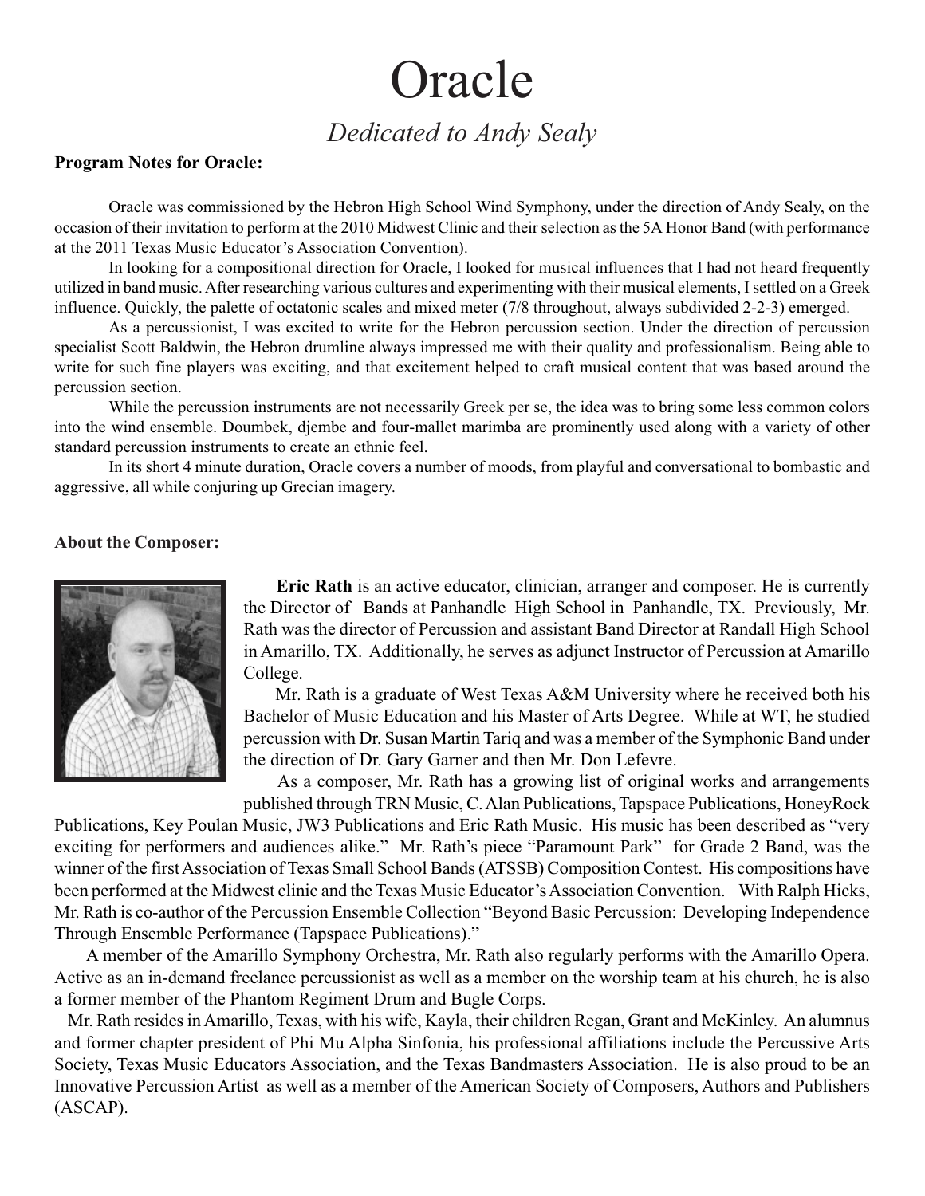# Oracle

*Dedicated to Andy Sealy*

**Program Notes for Oracle:**

Oracle was commissioned by the Hebron High School Wind Symphony, under the direction of Andy Sealy, on the occasion of their invitation to perform at the 2010 Midwest Clinic and their selection as the 5A Honor Band (with performance at the 2011 Texas Music Educator's Association Convention).

In looking for a compositional direction for Oracle, I looked for musical influences that I had not heard frequently utilized in band music. After researching various cultures and experimenting with their musical elements, I settled on a Greek influence. Quickly, the palette of octatonic scales and mixed meter (7/8 throughout, always subdivided 2-2-3) emerged.

As a percussionist, I was excited to write for the Hebron percussion section. Under the direction of percussion specialist Scott Baldwin, the Hebron drumline always impressed me with their quality and professionalism. Being able to write for such fine players was exciting, and that excitement helped to craft musical content that was based around the percussion section.

While the percussion instruments are not necessarily Greek per se, the idea was to bring some less common colors into the wind ensemble. Doumbek, djembe and four-mallet marimba are prominently used along with a variety of other standard percussion instruments to create an ethnic feel.

In its short 4 minute duration, Oracle covers a number of moods, from playful and conversational to bombastic and aggressive, all while conjuring up Grecian imagery.

**About the Composer:**

**Eric Rath** is an active educator, clinician, arranger and composer. He is currently the Director of Bands at Panhandle High School in Panhandle, TX. Previously, Mr. Rath was the director of Percussion and assistant Band Director at Randall High School in Amarillo, TX. Additionally, he serves as adjunct Instructor of Percussion at Amarillo College.

Mr. Rath is a graduate of West Texas A&M University where he received both his Bachelor of Music Education and his Master of Arts Degree. While at WT, he studied percussion with Dr. Susan Martin Tariq and was a member of the Symphonic Band under the direction of Dr. Gary Garner and then Mr. Don Lefevre.

As a composer, Mr. Rath has a growing list of original works and arrangements published through TRN Music, C. Alan Publications, Tapspace Publications, HoneyRock Publications, Key Poulan Music, JW3 Publications and Eric Rath Music. His music has been described as "very exciting for performers and audiences alike." Mr. Rath's piece "Paramount Park" for Grade 2 Band, was the winner of the first Association of Texas Small School Bands (ATSSB) Composition Contest. His compositions have been performed at the Midwest clinic and the Texas Music Educator's Association Convention. With Ralph Hicks, Mr. Rath is co-author of the Percussion Ensemble Collection "Beyond Basic Percussion: Developing Independence Through Ensemble Performance (Tapspace Publications)."

A member of the Amarillo Symphony Orchestra, Mr. Rath also regularly performs with the Amarillo Opera. Active as an in-demand freelance percussionist as well as a member on the worship team at his church, he is also a former member of the Phantom Regiment Drum and Bugle Corps.

Mr. Rath resides in Amarillo, Texas, with his wife, Kayla, their children Regan, Grant and McKinley. An alumnus and former chapter president of Phi Mu Alpha Sinfonia, his professional affiliations include the Percussive Arts Society, Texas Music Educators Association, and the Texas Bandmasters Association. He is also proud to be an Innovative Percussion Artist as well as a member of the American Society of Composers, Authors and Publishers (ASCAP).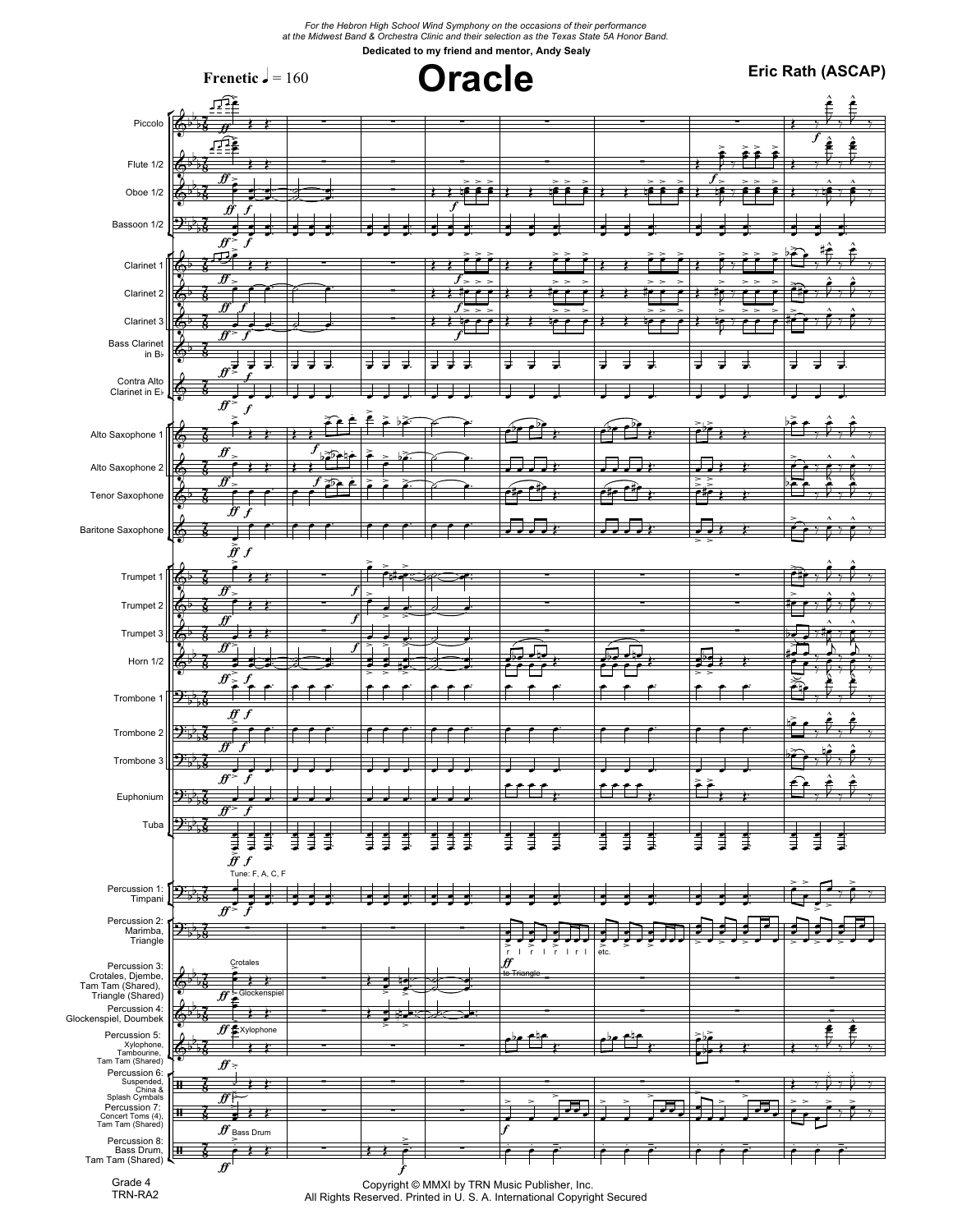*For the Hebron High School Wind Symphony on the occasions of their performance at the Midwest Band & Orchestra Clinic and their selection as the Texas State 5A Honor Band.*

**Dedicated to my friend and mentor, Andy Sealy**

# Oracle

**Eric Rath (ASCAP)**

**Frenetic** ♩ = 160

Piccolo
Flute 1/2
Oboe 1/2
Bassoon 1/2
Clarinet 1
Clarinet 2
Clarinet 3
Bass Clarinet in B♭
Contra Alto Clarinet in E♭
Alto Saxophone 1
Alto Saxophone 2
Tenor Saxophone
Baritone Saxophone
Trumpet 1
Trumpet 2
Trumpet 3
Horn 1/2
Trombone 1
Trombone 2
Trombone 3
Euphonium
Tuba
Percussion 1: Timpani — Tune: F, A, C, F
Percussion 2: Marimba, Triangle — to Triangle
Percussion 3: Crotales, Djembe, Tam Tam (Shared), Triangle (Shared) — Crotales
Percussion 4: Glockenspiel, Doumbek — Glockenspiel
Percussion 5: Xylophone, Tambourine, Tam Tam (Shared) — Xylophone
Percussion 6: Suspended, China & Splash Cymbals
Percussion 7: Concert Toms (4), Tam Tam (Shared)
Percussion 8: Bass Drum, Tam Tam (Shared) — Bass Drum

Grade 4
TRN-RA2

Copyright © MMXI by TRN Music Publisher, Inc.
All Rights Reserved. Printed in U. S. A. International Copyright Secured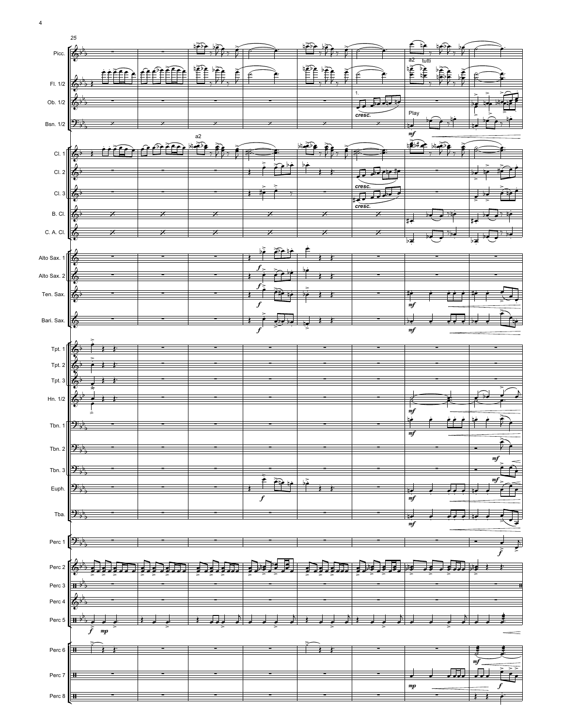25

Picc.

Fl. 1/2

Ob. 1/2

Bsn. 1/2

Cl. 1

Cl. 2

Cl. 3

B. Cl.

C. A. Cl.

Alto Sax. 1

Alto Sax. 2

Ten. Sax.

Bari. Sax.

Tpt. 1

Tpt. 2

Tpt. 3

Hn. 1/2

Tbn. 1

Tbn. 2

Tbn. 3

Euph.

Tba.

Perc 1

Perc 2

Perc 3

Perc 4

Perc 5

Perc 6

Perc 7

Perc 8

a2

a2 tutti

1.

*cresc.*

Play

*mf*

*f*

*mp*

*f*